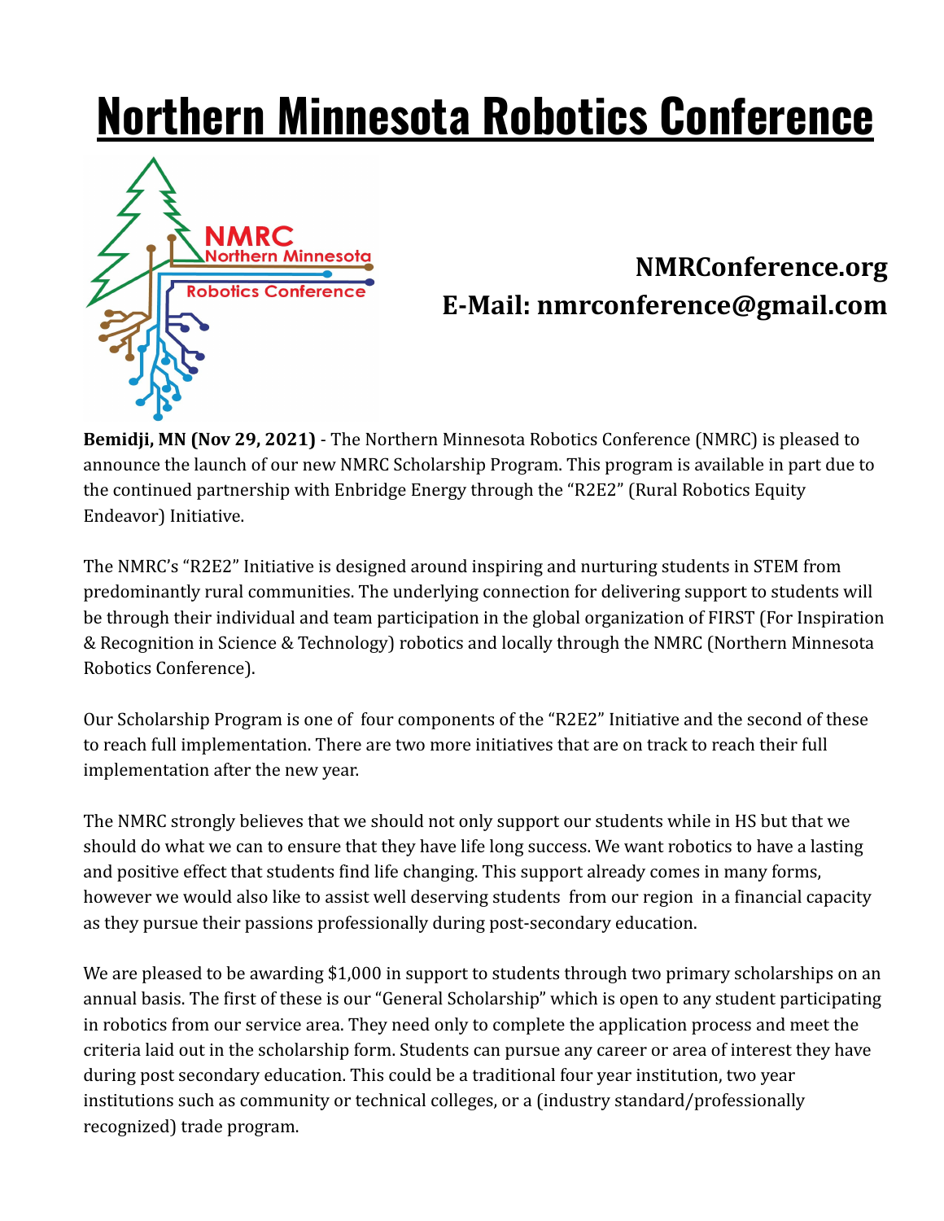# Northern Minnesota Robotics Conference

**NMRConference.org**
**E-Mail: nmrconference@gmail.com**

**Bemidji, MN (Nov 29, 2021)** - The Northern Minnesota Robotics Conference (NMRC) is pleased to announce the launch of our new NMRC Scholarship Program. This program is available in part due to the continued partnership with Enbridge Energy through the "R2E2" (Rural Robotics Equity Endeavor) Initiative.

The NMRC's "R2E2" Initiative is designed around inspiring and nurturing students in STEM from predominantly rural communities. The underlying connection for delivering support to students will be through their individual and team participation in the global organization of FIRST (For Inspiration & Recognition in Science & Technology) robotics and locally through the NMRC (Northern Minnesota Robotics Conference).

Our Scholarship Program is one of four components of the "R2E2" Initiative and the second of these to reach full implementation. There are two more initiatives that are on track to reach their full implementation after the new year.

The NMRC strongly believes that we should not only support our students while in HS but that we should do what we can to ensure that they have life long success. We want robotics to have a lasting and positive effect that students find life changing. This support already comes in many forms, however we would also like to assist well deserving students from our region in a financial capacity as they pursue their passions professionally during post-secondary education.

We are pleased to be awarding $1,000 in support to students through two primary scholarships on an annual basis. The first of these is our "General Scholarship" which is open to any student participating in robotics from our service area. They need only to complete the application process and meet the criteria laid out in the scholarship form. Students can pursue any career or area of interest they have during post secondary education. This could be a traditional four year institution, two year institutions such as community or technical colleges, or a (industry standard/professionally recognized) trade program.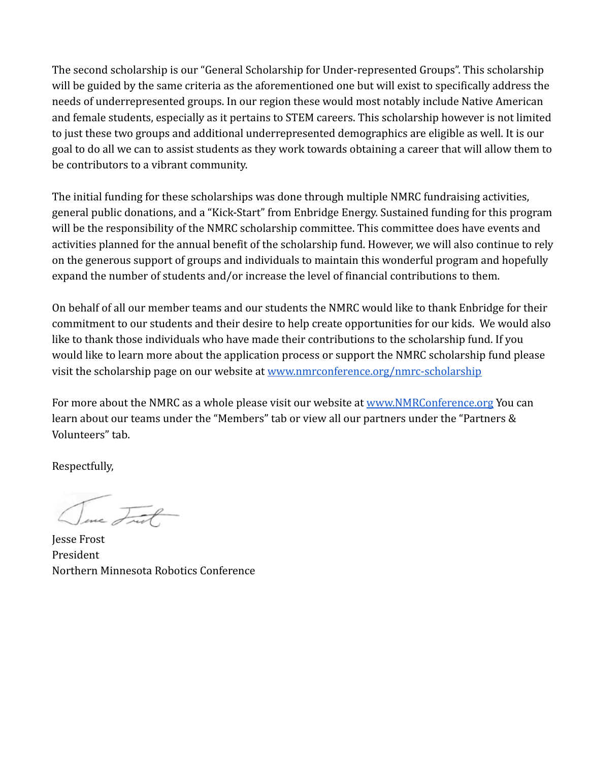The second scholarship is our “General Scholarship for Under-represented Groups”. This scholarship will be guided by the same criteria as the aforementioned one but will exist to specifically address the needs of underrepresented groups. In our region these would most notably include Native American and female students, especially as it pertains to STEM careers. This scholarship however is not limited to just these two groups and additional underrepresented demographics are eligible as well. It is our goal to do all we can to assist students as they work towards obtaining a career that will allow them to be contributors to a vibrant community.

The initial funding for these scholarships was done through multiple NMRC fundraising activities, general public donations, and a “Kick-Start” from Enbridge Energy. Sustained funding for this program will be the responsibility of the NMRC scholarship committee. This committee does have events and activities planned for the annual benefit of the scholarship fund. However, we will also continue to rely on the generous support of groups and individuals to maintain this wonderful program and hopefully expand the number of students and/or increase the level of financial contributions to them.

On behalf of all our member teams and our students the NMRC would like to thank Enbridge for their commitment to our students and their desire to help create opportunities for our kids. We would also like to thank those individuals who have made their contributions to the scholarship fund. If you would like to learn more about the application process or support the NMRC scholarship fund please visit the scholarship page on our website at [www.nmrconference.org/nmrc-scholarship](http://www.nmrconference.org/nmrc-scholarship)

For more about the NMRC as a whole please visit our website at [www.NMRConference.org](http://www.NMRConference.org) You can learn about our teams under the “Members” tab or view all our partners under the “Partners & Volunteers” tab.

Respectfully,

Jesse Frost
President
Northern Minnesota Robotics Conference